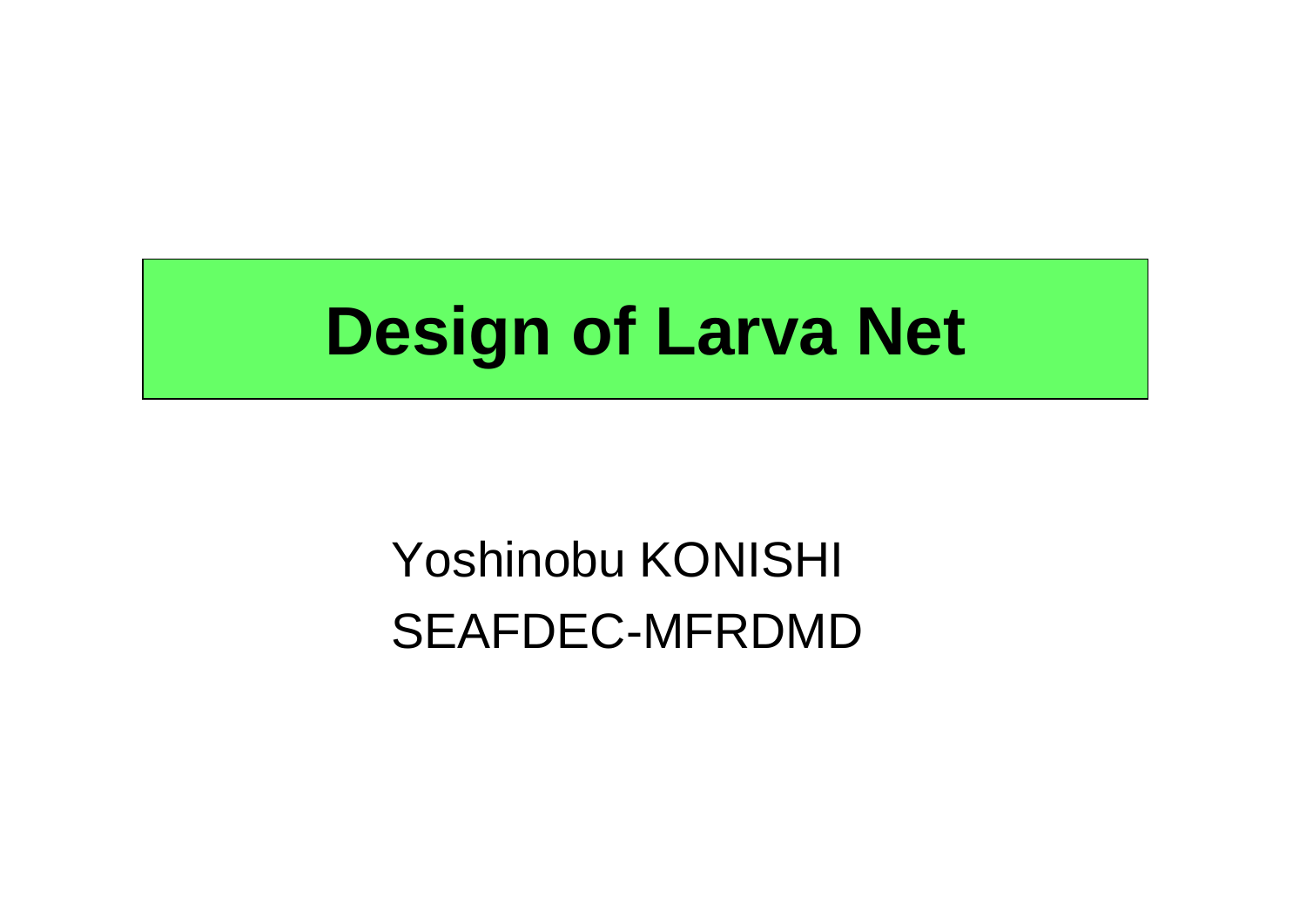# Design of Larva Net

Yoshinobu KONISHI

SEAFDEC-MFRDMD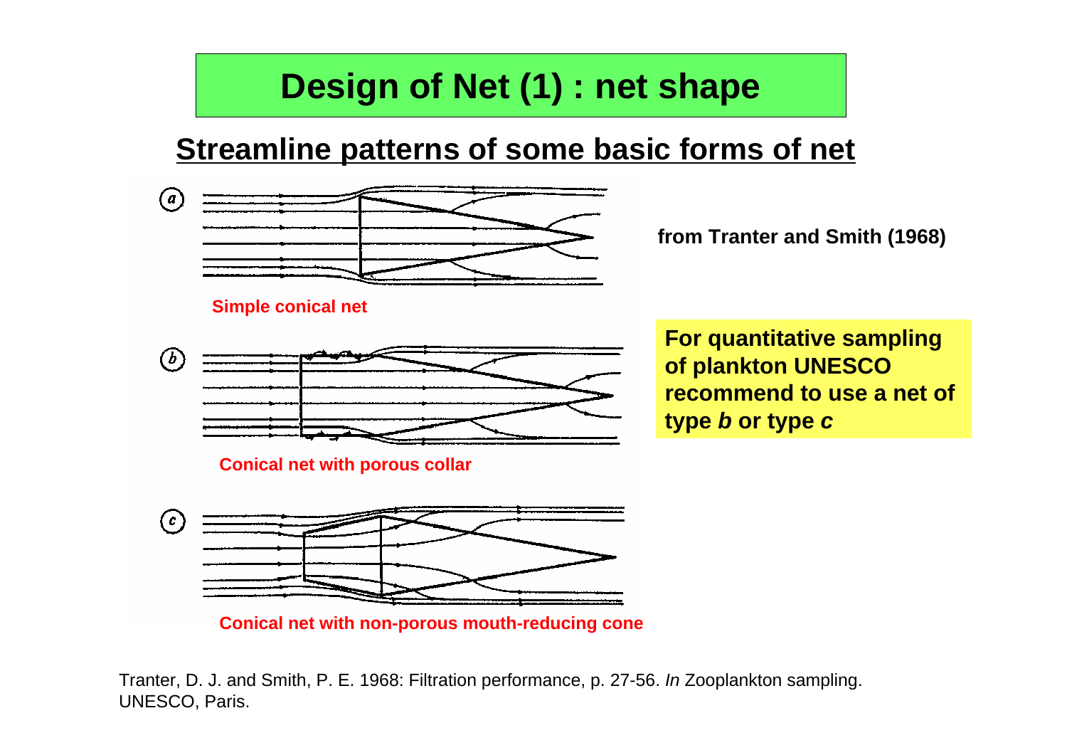# Design of Net (1) : net shape

## Streamline patterns of some basic forms of net

(a)

**Simple conical net**

(b)

**Conical net with porous collar**

(c)

**Conical net with non-porous mouth-reducing cone**

**from Tranter and Smith (1968)**

**For quantitative sampling of plankton UNESCO recommend to use a net of type *b* or type *c***

Tranter, D. J. and Smith, P. E. 1968: Filtration performance, p. 27-56. *In* Zooplankton sampling. UNESCO, Paris.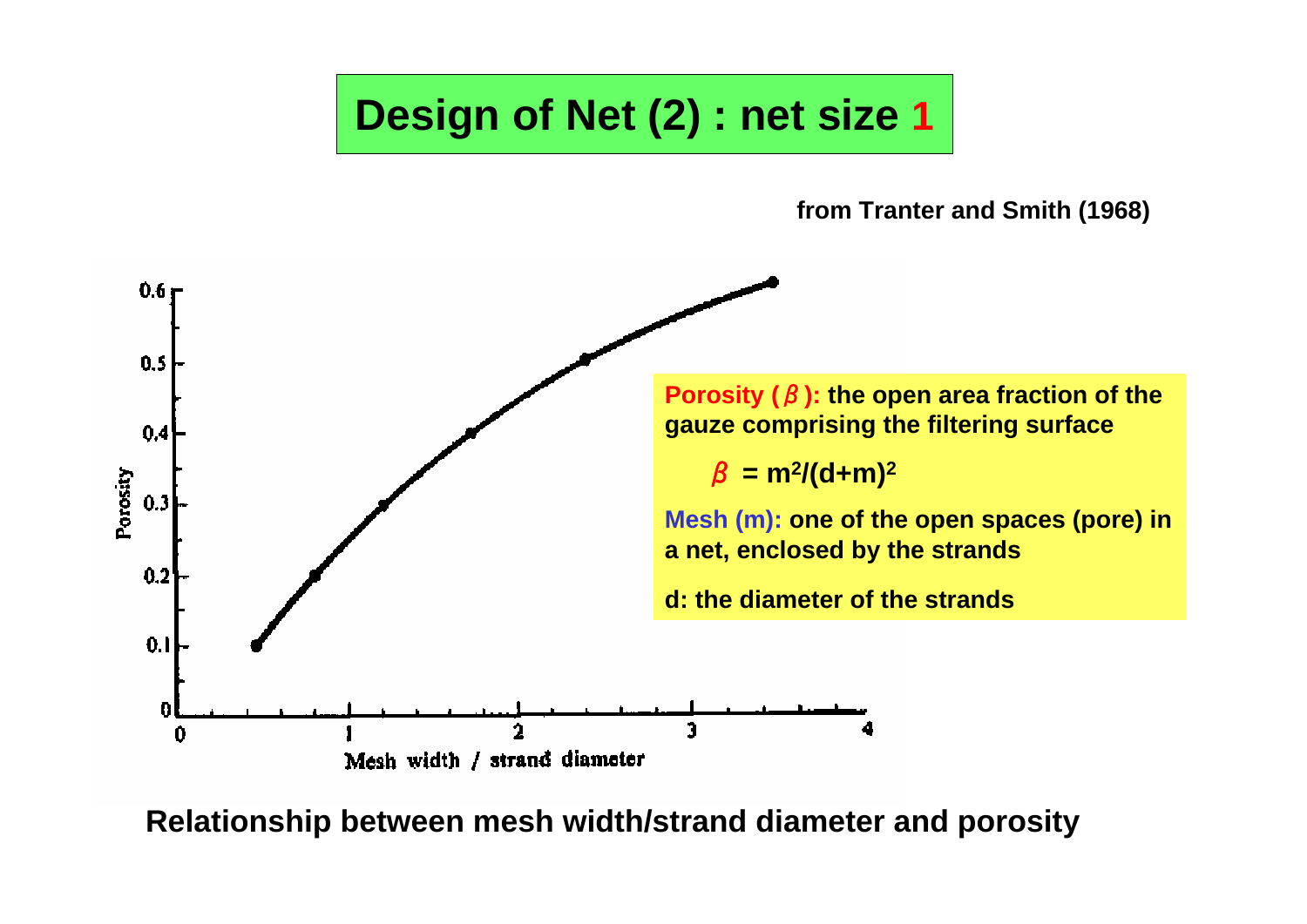# Design of Net (2) : net size 1

**from Tranter and Smith (1968)**

**Porosity ($\beta$):** the open area fraction of the gauze comprising the filtering surface

$$\beta = m^2/(d+m)^2$$

**Mesh (m):** one of the open spaces (pore) in a net, enclosed by the strands

**d:** the diameter of the strands

**Relationship between mesh width/strand diameter and porosity**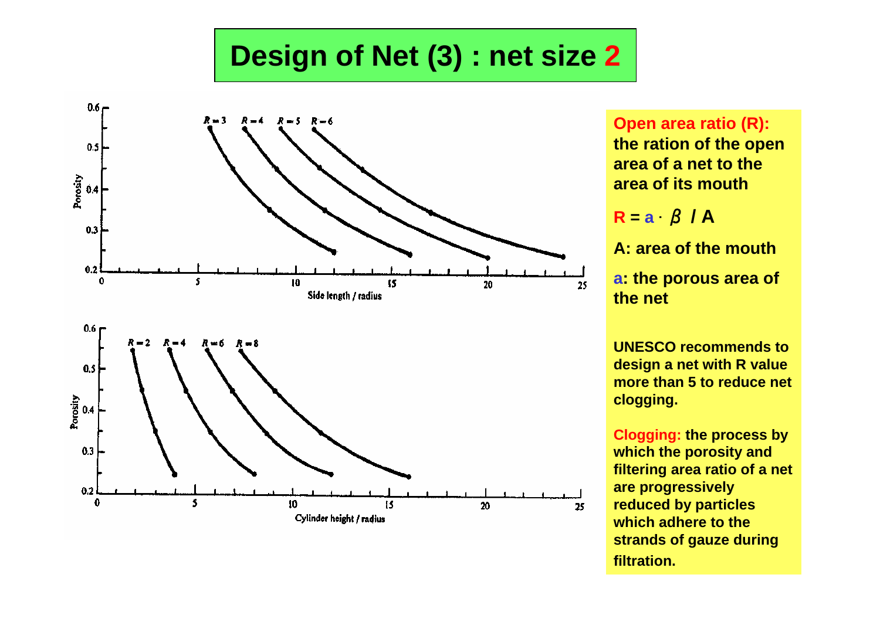# Design of Net (3) : net size 2

0.6
0.5
0.4
0.3
0.2
Porosity
R = 3
R = 4
R = 5
R = 6
0
5
10
15
20
25
Side length / radius

0.6
0.5
0.4
0.3
0.2
Porosity
R = 2
R = 4
R = 6
R = 8
0
5
10
15
20
25
Cylinder height / radius

**Open area ratio (R): the ration of the open area of a net to the area of its mouth**

$$R = a \cdot \beta \; / \; A$$

**A: area of the mouth**

**a: the porous area of the net**

**UNESCO recommends to design a net with R value more than 5 to reduce net clogging.**

**Clogging: the process by which the porosity and filtering area ratio of a net are progressively reduced by particles which adhere to the strands of gauze during filtration.**